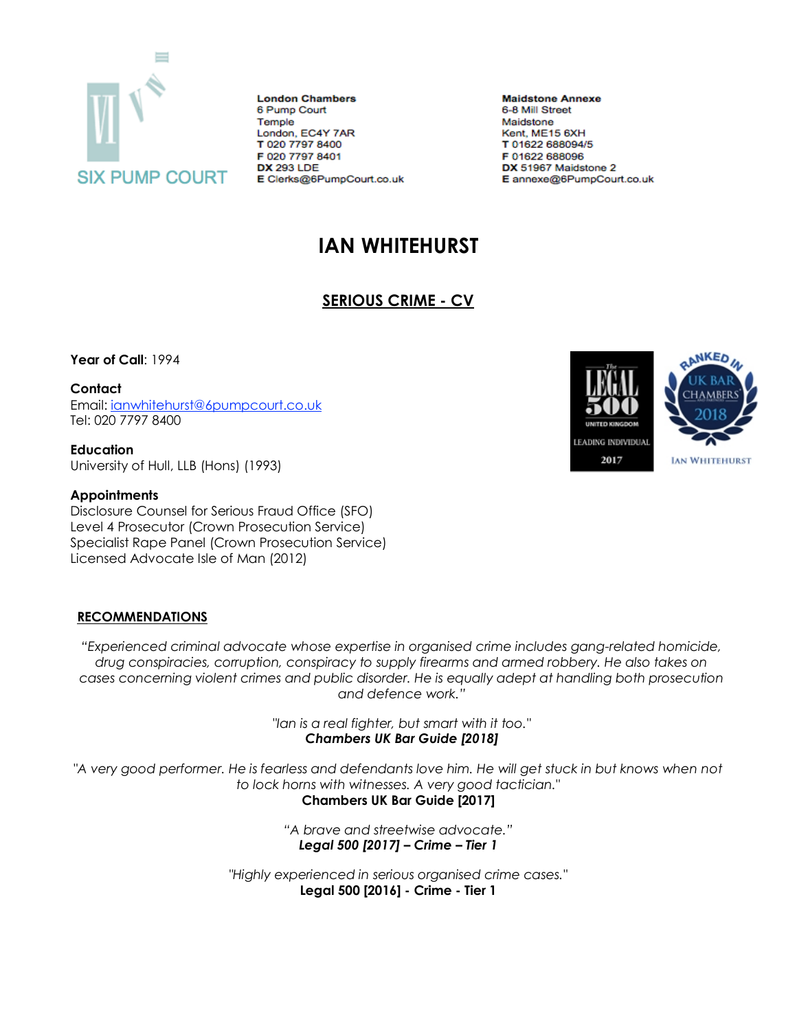SIX PUMP COURT

**London Chambers**
6 Pump Court
Temple
London, EC4Y 7AR
**T** 020 7797 8400
**F** 020 7797 8401
**DX** 293 LDE
**E** Clerks@6PumpCourt.co.uk

**Maidstone Annexe**
6-8 Mill Street
Maidstone
Kent, ME15 6XH
**T** 01622 688094/5
**F** 01622 688096
**DX** 51967 Maidstone 2
**E** annexe@6PumpCourt.co.uk

# IAN WHITEHURST

## SERIOUS CRIME - CV

**Year of Call**: 1994

**Contact**
Email: ianwhitehurst@6pumpcourt.co.uk
Tel: 020 7797 8400

**Education**
University of Hull, LLB (Hons) (1993)

**Appointments**
Disclosure Counsel for Serious Fraud Office (SFO)
Level 4 Prosecutor (Crown Prosecution Service)
Specialist Rape Panel (Crown Prosecution Service)
Licensed Advocate Isle of Man (2012)

The Legal 500 United Kingdom Leading Individual 2017

Ranked in UK Bar Chambers and Partners 2018 Ian Whitehurst

### RECOMMENDATIONS

*"Experienced criminal advocate whose expertise in organised crime includes gang-related homicide, drug conspiracies, corruption, conspiracy to supply firearms and armed robbery. He also takes on cases concerning violent crimes and public disorder. He is equally adept at handling both prosecution and defence work."*

*"Ian is a real fighter, but smart with it too."*
***Chambers UK Bar Guide [2018]***

*"A very good performer. He is fearless and defendants love him. He will get stuck in but knows when not to lock horns with witnesses. A very good tactician."*
**Chambers UK Bar Guide [2017]**

*"A brave and streetwise advocate."*
***Legal 500 [2017] – Crime – Tier 1***

*"Highly experienced in serious organised crime cases."*
**Legal 500 [2016] - Crime - Tier 1**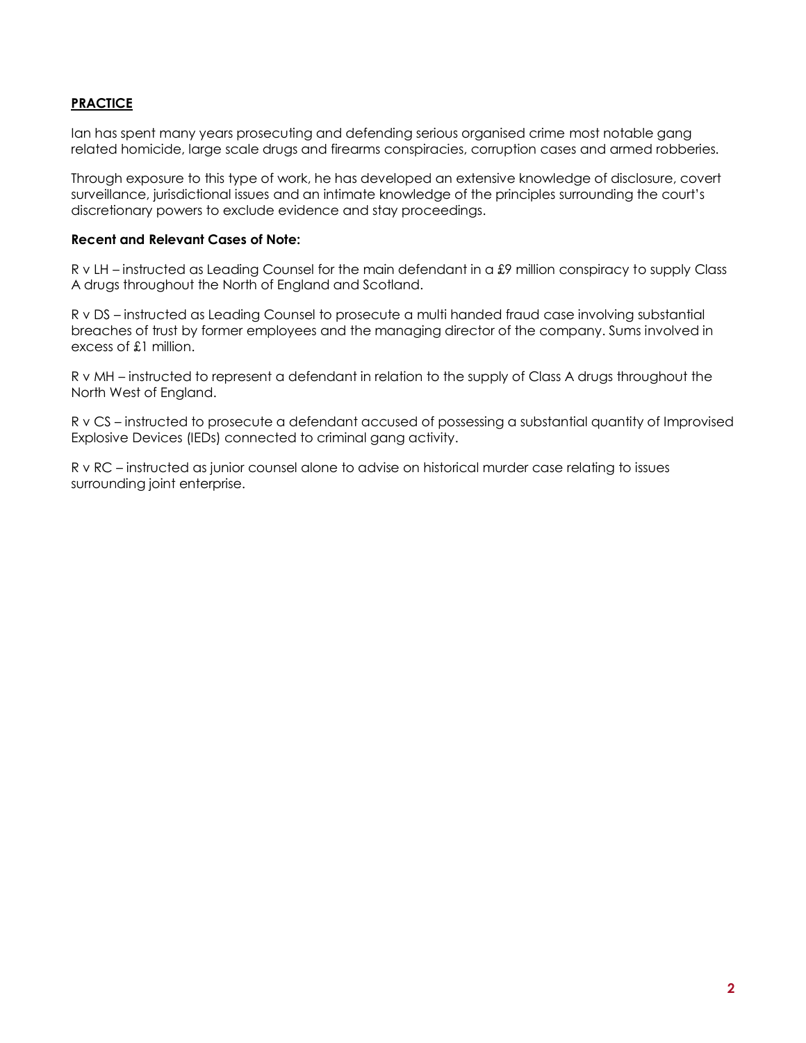## PRACTICE

Ian has spent many years prosecuting and defending serious organised crime most notable gang related homicide, large scale drugs and firearms conspiracies, corruption cases and armed robberies.

Through exposure to this type of work, he has developed an extensive knowledge of disclosure, covert surveillance, jurisdictional issues and an intimate knowledge of the principles surrounding the court's discretionary powers to exclude evidence and stay proceedings.

**Recent and Relevant Cases of Note:**

R v LH – instructed as Leading Counsel for the main defendant in a £9 million conspiracy to supply Class A drugs throughout the North of England and Scotland.

R v DS – instructed as Leading Counsel to prosecute a multi handed fraud case involving substantial breaches of trust by former employees and the managing director of the company. Sums involved in excess of £1 million.

R v MH – instructed to represent a defendant in relation to the supply of Class A drugs throughout the North West of England.

R v CS – instructed to prosecute a defendant accused of possessing a substantial quantity of Improvised Explosive Devices (IEDs) connected to criminal gang activity.

R v RC – instructed as junior counsel alone to advise on historical murder case relating to issues surrounding joint enterprise.